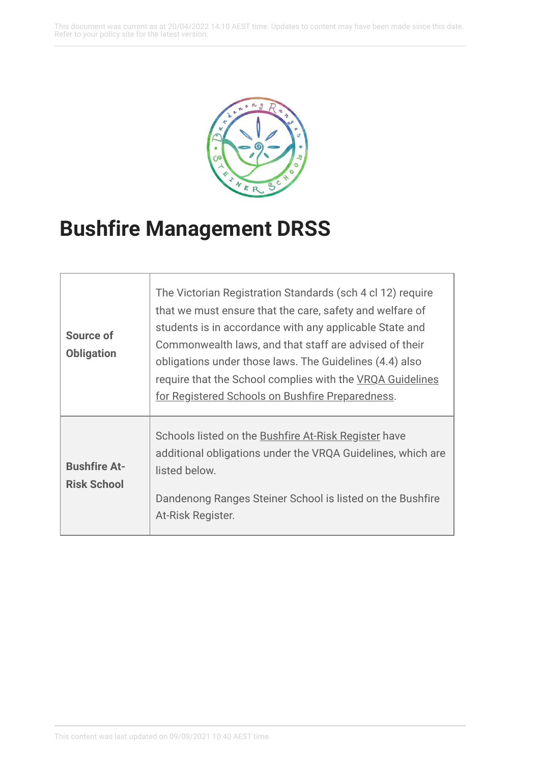# Bushfire Management DRSS

| | |
|---|---|
| **Source of Obligation** | The Victorian Registration Standards (sch 4 cl 12) require that we must ensure that the care, safety and welfare of students is in accordance with any applicable State and Commonwealth laws, and that staff are advised of their obligations under those laws. The Guidelines (4.4) also require that the School complies with the VRQA Guidelines for Registered Schools on Bushfire Preparedness. |
| **Bushfire At-Risk School** | Schools listed on the Bushfire At-Risk Register have additional obligations under the VRQA Guidelines, which are listed below.<br><br>Dandenong Ranges Steiner School is listed on the Bushfire At-Risk Register. |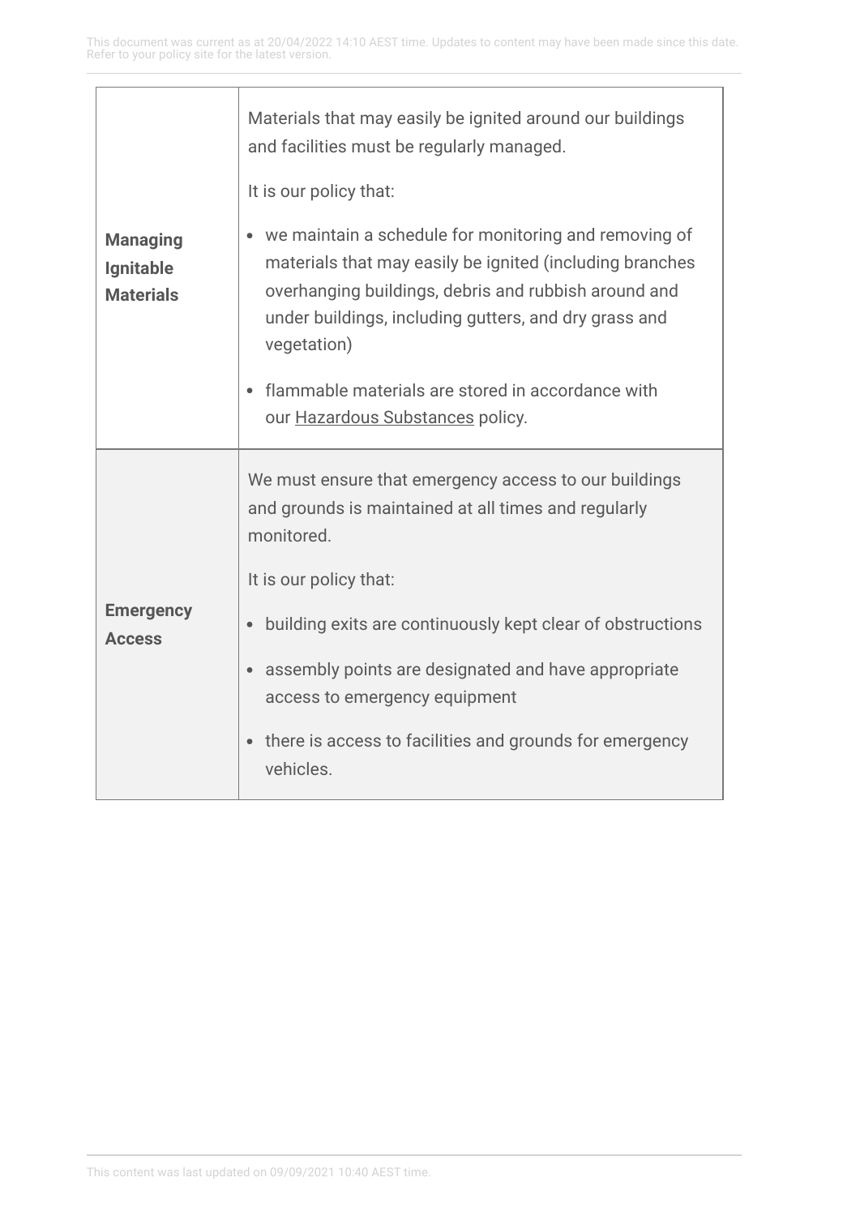| | |
|---|---|
| **Managing Ignitable Materials** | Materials that may easily be ignited around our buildings and facilities must be regularly managed.<br><br>It is our policy that:<br><br>• we maintain a schedule for monitoring and removing of materials that may easily be ignited (including branches overhanging buildings, debris and rubbish around and under buildings, including gutters, and dry grass and vegetation)<br><br>• flammable materials are stored in accordance with our Hazardous Substances policy. |
| **Emergency Access** | We must ensure that emergency access to our buildings and grounds is maintained at all times and regularly monitored.<br><br>It is our policy that:<br><br>• building exits are continuously kept clear of obstructions<br><br>• assembly points are designated and have appropriate access to emergency equipment<br><br>• there is access to facilities and grounds for emergency vehicles. |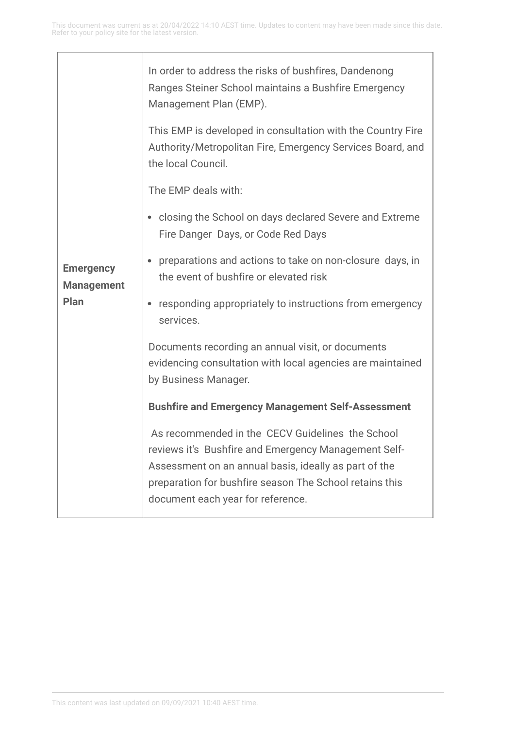| | |
|---|---|
| **Emergency Management Plan** | In order to address the risks of bushfires, Dandenong Ranges Steiner School maintains a Bushfire Emergency Management Plan (EMP).<br><br>This EMP is developed in consultation with the Country Fire Authority/Metropolitan Fire, Emergency Services Board, and the local Council.<br><br>The EMP deals with:<br><br>• closing the School on days declared Severe and Extreme Fire Danger Days, or Code Red Days<br>• preparations and actions to take on non-closure days, in the event of bushfire or elevated risk<br>• responding appropriately to instructions from emergency services.<br><br>Documents recording an annual visit, or documents evidencing consultation with local agencies are maintained by Business Manager.<br><br>**Bushfire and Emergency Management Self-Assessment**<br><br>As recommended in the CECV Guidelines the School reviews it's Bushfire and Emergency Management Self-Assessment on an annual basis, ideally as part of the preparation for bushfire season The School retains this document each year for reference. |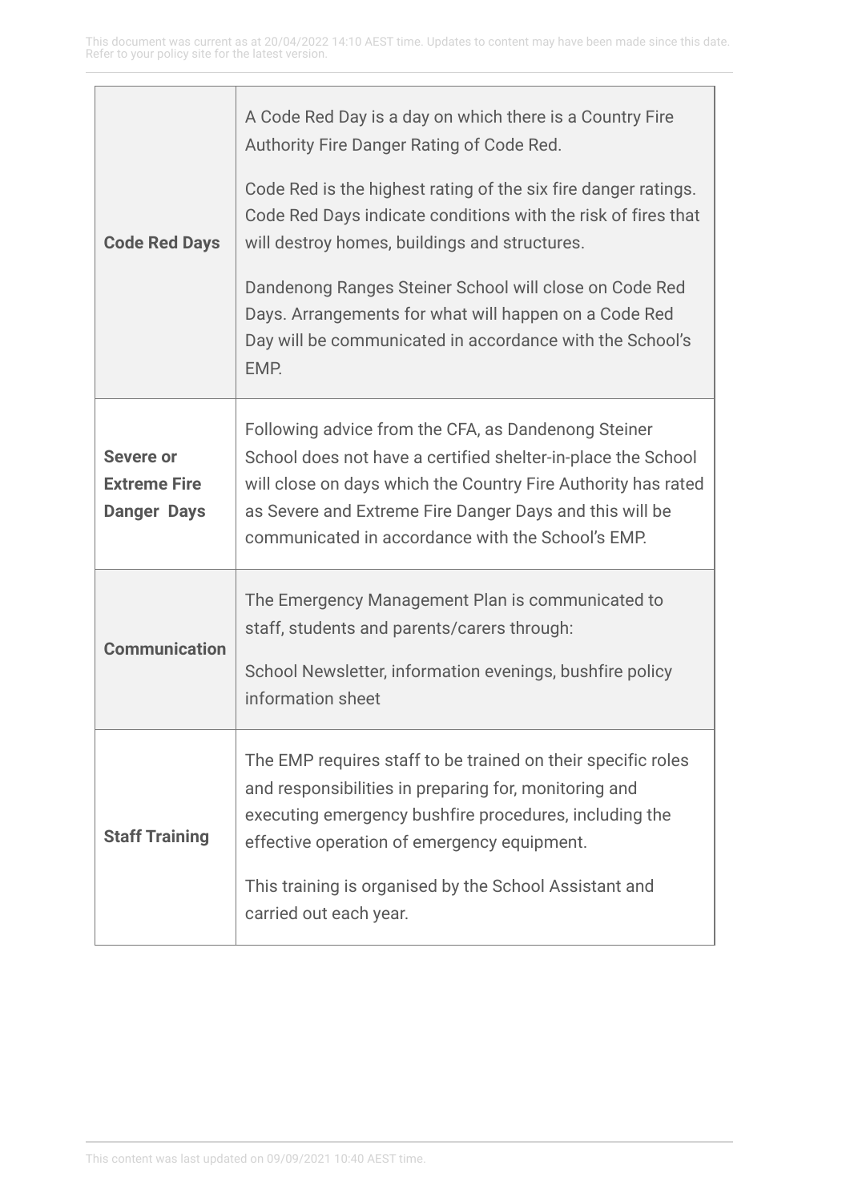| | |
|---|---|
| **Code Red Days** | A Code Red Day is a day on which there is a Country Fire Authority Fire Danger Rating of Code Red.<br><br>Code Red is the highest rating of the six fire danger ratings. Code Red Days indicate conditions with the risk of fires that will destroy homes, buildings and structures.<br><br>Dandenong Ranges Steiner School will close on Code Red Days. Arrangements for what will happen on a Code Red Day will be communicated in accordance with the School's EMP. |
| **Severe or Extreme Fire Danger Days** | Following advice from the CFA, as Dandenong Steiner School does not have a certified shelter-in-place the School will close on days which the Country Fire Authority has rated as Severe and Extreme Fire Danger Days and this will be communicated in accordance with the School's EMP. |
| **Communication** | The Emergency Management Plan is communicated to staff, students and parents/carers through:<br><br>School Newsletter, information evenings, bushfire policy information sheet |
| **Staff Training** | The EMP requires staff to be trained on their specific roles and responsibilities in preparing for, monitoring and executing emergency bushfire procedures, including the effective operation of emergency equipment.<br><br>This training is organised by the School Assistant and carried out each year. |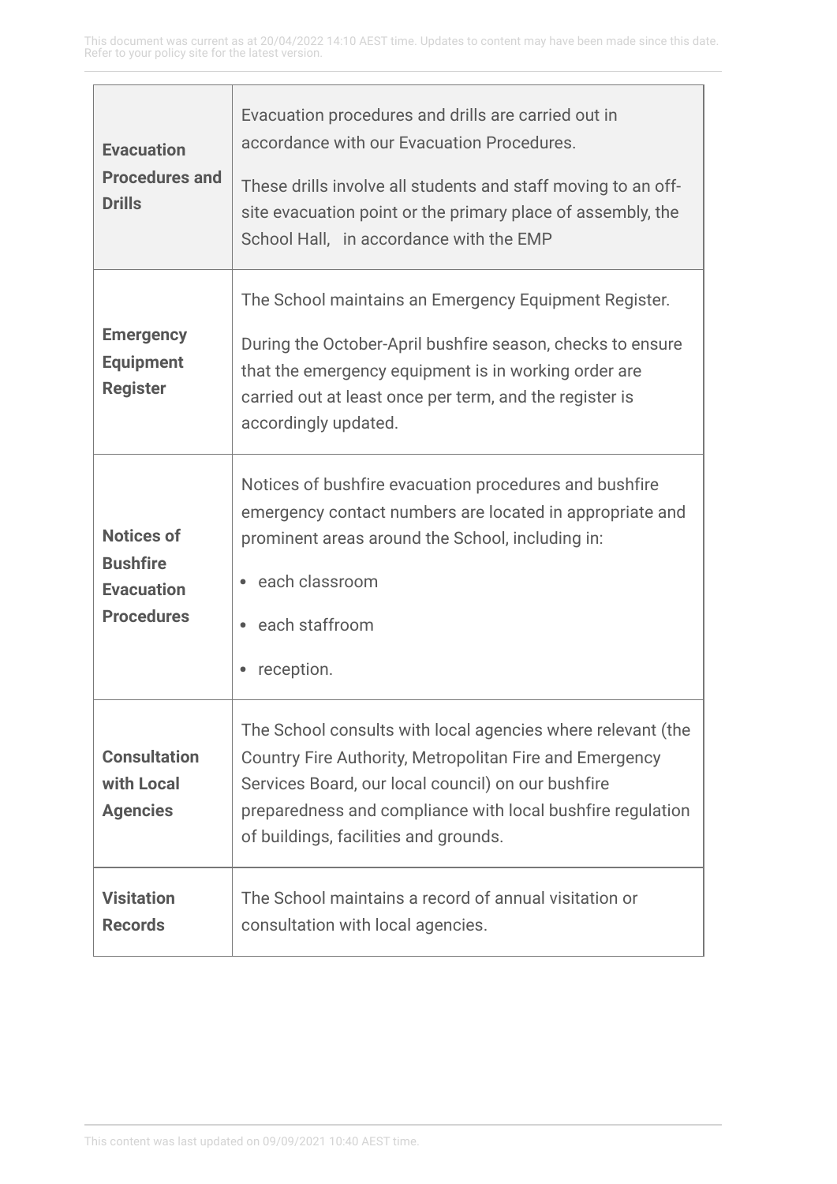| | |
|---|---|
| **Evacuation Procedures and Drills** | Evacuation procedures and drills are carried out in accordance with our Evacuation Procedures.<br><br>These drills involve all students and staff moving to an off-site evacuation point or the primary place of assembly, the School Hall, in accordance with the EMP |
| **Emergency Equipment Register** | The School maintains an Emergency Equipment Register.<br><br>During the October-April bushfire season, checks to ensure that the emergency equipment is in working order are carried out at least once per term, and the register is accordingly updated. |
| **Notices of Bushfire Evacuation Procedures** | Notices of bushfire evacuation procedures and bushfire emergency contact numbers are located in appropriate and prominent areas around the School, including in:<br><br>• each classroom<br>• each staffroom<br>• reception. |
| **Consultation with Local Agencies** | The School consults with local agencies where relevant (the Country Fire Authority, Metropolitan Fire and Emergency Services Board, our local council) on our bushfire preparedness and compliance with local bushfire regulation of buildings, facilities and grounds. |
| **Visitation Records** | The School maintains a record of annual visitation or consultation with local agencies. |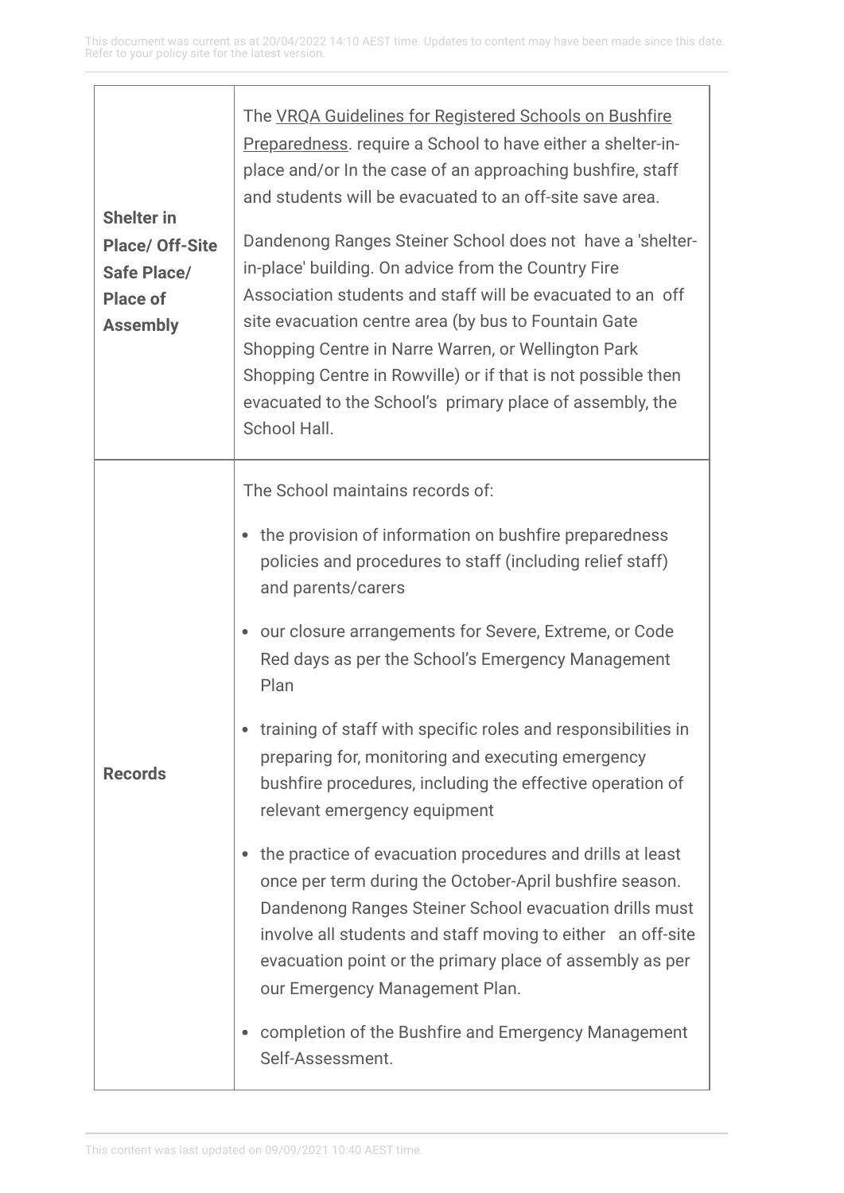| | |
|---|---|
| **Shelter in Place/ Off-Site Safe Place/ Place of Assembly** | The [VRQA Guidelines for Registered Schools on Bushfire Preparedness](). require a School to have either a shelter-in-place and/or In the case of an approaching bushfire, staff and students will be evacuated to an off-site save area.<br><br>Dandenong Ranges Steiner School does not have a 'shelter-in-place' building. On advice from the Country Fire Association students and staff will be evacuated to an off site evacuation centre area (by bus to Fountain Gate Shopping Centre in Narre Warren, or Wellington Park Shopping Centre in Rowville) or if that is not possible then evacuated to the School's primary place of assembly, the School Hall. |
| **Records** | The School maintains records of:<br><br>• the provision of information on bushfire preparedness policies and procedures to staff (including relief staff) and parents/carers<br><br>• our closure arrangements for Severe, Extreme, or Code Red days as per the School's Emergency Management Plan<br><br>• training of staff with specific roles and responsibilities in preparing for, monitoring and executing emergency bushfire procedures, including the effective operation of relevant emergency equipment<br><br>• the practice of evacuation procedures and drills at least once per term during the October-April bushfire season. Dandenong Ranges Steiner School evacuation drills must involve all students and staff moving to either an off-site evacuation point or the primary place of assembly as per our Emergency Management Plan.<br><br>• completion of the Bushfire and Emergency Management Self-Assessment. |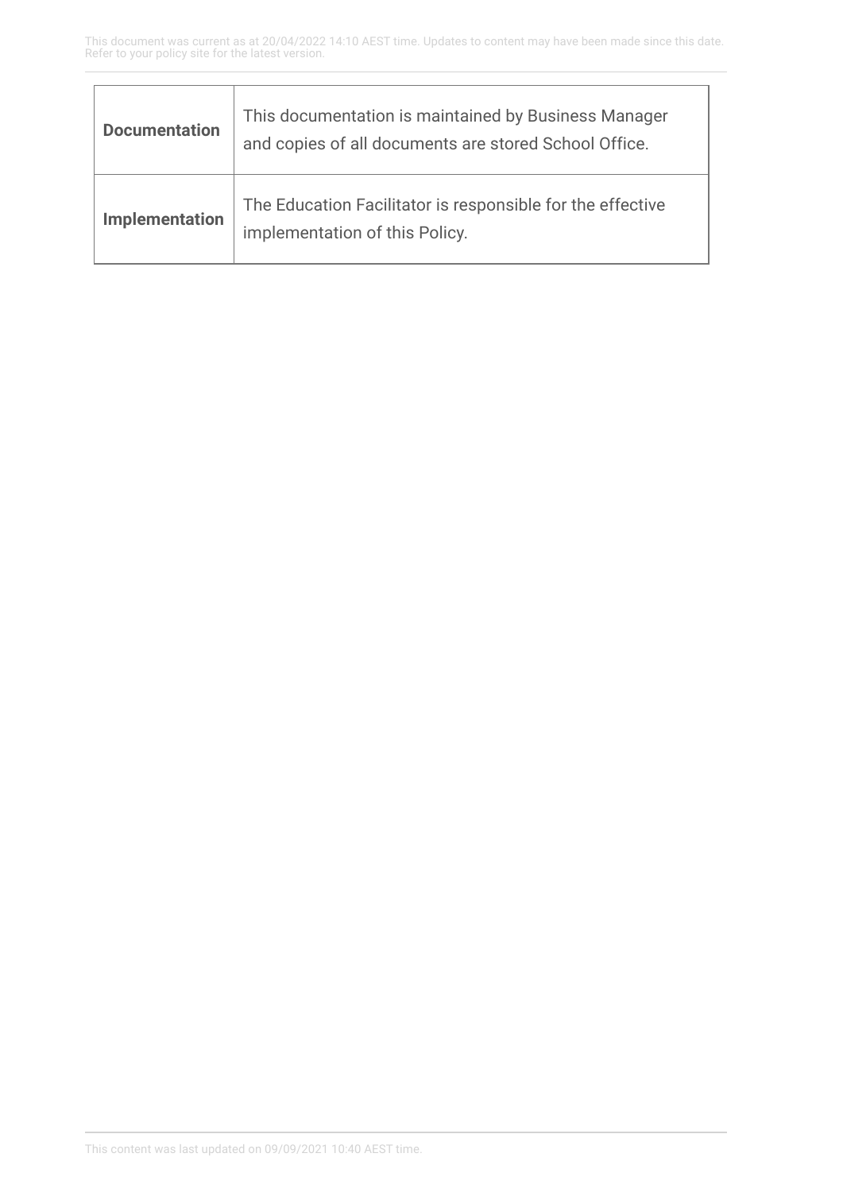| | |
|---|---|
| **Documentation** | This documentation is maintained by Business Manager and copies of all documents are stored School Office. |
| **Implementation** | The Education Facilitator is responsible for the effective implementation of this Policy. |